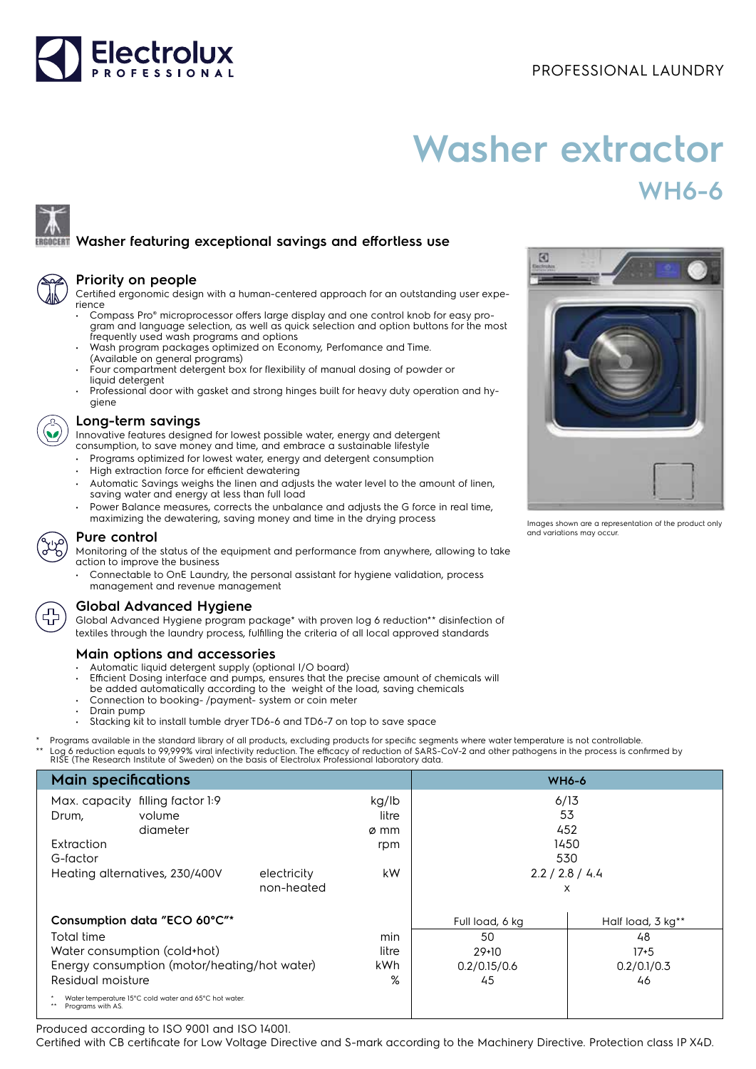Electrolux PROFESSIONAL

PROFESSIONAL LAUNDRY

# Washer extractor

## WH6-6

### Washer featuring exceptional savings and effortless use

### Priority on people

Certified ergonomic design with a human-centered approach for an outstanding user experience

- Compass Pro® microprocessor offers large display and one control knob for easy program and language selection, as well as quick selection and option buttons for the most frequently used wash programs and options
- Wash program packages optimized on Economy, Perfomance and Time. (Available on general programs)
- Four compartment detergent box for flexibility of manual dosing of powder or liquid detergent
- Professional door with gasket and strong hinges built for heavy duty operation and hygiene

### Long-term savings

Innovative features designed for lowest possible water, energy and detergent consumption, to save money and time, and embrace a sustainable lifestyle

- Programs optimized for lowest water, energy and detergent consumption
- High extraction force for efficient dewatering
- Automatic Savings weighs the linen and adjusts the water level to the amount of linen, saving water and energy at less than full load
- Power Balance measures, corrects the unbalance and adjusts the G force in real time, maximizing the dewatering, saving money and time in the drying process

### Pure control

Monitoring of the status of the equipment and performance from anywhere, allowing to take action to improve the business

- Connectable to OnE Laundry, the personal assistant for hygiene validation, process management and revenue management

### Global Advanced Hygiene

Global Advanced Hygiene program package* with proven log 6 reduction** disinfection of textiles through the laundry process, fulfilling the criteria of all local approved standards

### Main options and accessories

- Automatic liquid detergent supply (optional I/O board)
- Efficient Dosing interface and pumps, ensures that the precise amount of chemicals will be added automatically according to the weight of the load, saving chemicals
- Connection to booking- /payment- system or coin meter
- Drain pump
- Stacking kit to install tumble dryer TD6-6 and TD6-7 on top to save space

Images shown are a representation of the product only and variations may occur.

\* Programs available in the standard library of all products, excluding products for specific segments where water temperature is not controllable.
\*\* Log 6 reduction equals to 99,999% viral infectivity reduction. The efficacy of reduction of SARS-CoV-2 and other pathogens in the process is confirmed by RISE (The Research Institute of Sweden) on the basis of Electrolux Professional laboratory data.

| Main specifications | | | | WH6-6 | |
|---|---|---|---|---|---|
| Max. capacity | filling factor 1:9 | | kg/lb | 6/13 | |
| Drum, | volume | | litre | 53 | |
| | diameter | | ø mm | 452 | |
| Extraction | | | rpm | 1450 | |
| G-factor | | | | 530 | |
| Heating alternatives, 230/400V | | electricity | kW | 2.2 / 2.8 / 4.4 | |
| | | non-heated | | x | |
| **Consumption data "ECO 60°C"*** | | | | Full load, 6 kg | Half load, 3 kg** |
| Total time | | | min | 50 | 48 |
| Water consumption (cold+hot) | | | litre | 29+10 | 17+5 |
| Energy consumption (motor/heating/hot water) | | | kWh | 0.2/0.15/0.6 | 0.2/0.1/0.3 |
| Residual moisture | | | % | 45 | 46 |

\* Water temperature 15°C cold water and 65°C hot water.
\*\* Programs with AS.

Produced according to ISO 9001 and ISO 14001.
Certified with CB certificate for Low Voltage Directive and S-mark according to the Machinery Directive. Protection class IP X4D.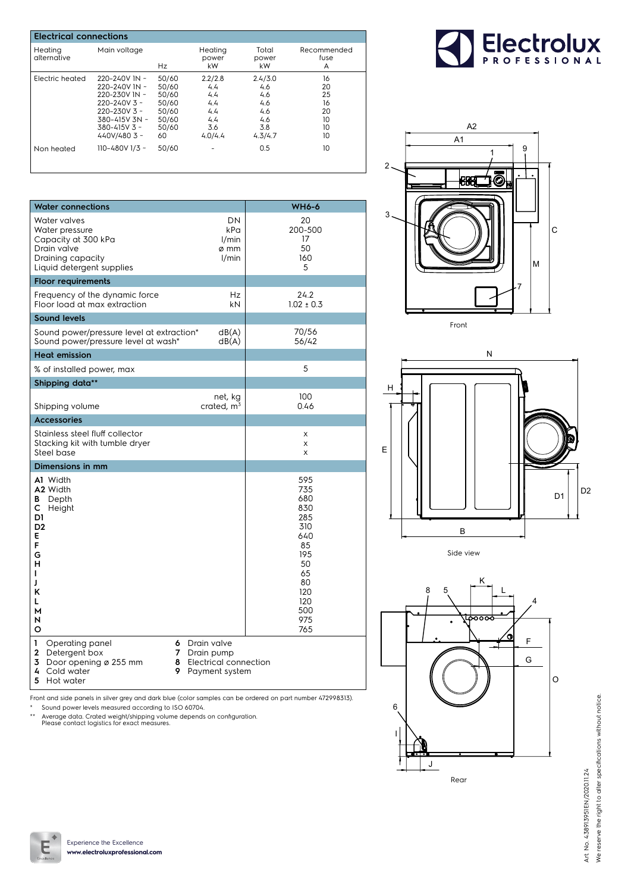| Electrical connections | | | | | |
|---|---|---|---|---|---|
| Heating alternative | Main voltage | Hz | Heating power kW | Total power kW | Recommended fuse A |
| Electric heated | 220-240V 1N ~ | 50/60 | 2.2/2.8 | 2.4/3.0 | 16 |
| | 220-240V 1N ~ | 50/60 | 4.4 | 4.6 | 20 |
| | 220-230V 1N ~ | 50/60 | 4.4 | 4.6 | 25 |
| | 220-240V 3 ~ | 50/60 | 4.4 | 4.6 | 16 |
| | 220-230V 3 ~ | 50/60 | 4.4 | 4.6 | 20 |
| | 380-415V 3N ~ | 50/60 | 4.4 | 4.6 | 10 |
| | 380-415V 3 ~ | 50/60 | 3.6 | 3.8 | 10 |
| | 440V/480 3 ~ | 60 | 4.0/4.4 | 4.3/4.7 | 10 |
| Non heated | 110-480V 1/3 ~ | 50/60 | - | 0.5 | 10 |

| Water connections | | WH6-6 |
|---|---|---|
| Water valves | DN | 20 |
| Water pressure | kPa | 200-500 |
| Capacity at 300 kPa | l/min | 17 |
| Drain valve | ø mm | 50 |
| Draining capacity | l/min | 160 |
| Liquid detergent supplies | | 5 |
| **Floor requirements** | | |
| Frequency of the dynamic force | Hz | 24.2 |
| Floor load at max extraction | kN | 1.02 ± 0.3 |
| **Sound levels** | | |
| Sound power/pressure level at extraction* | dB(A) | 70/56 |
| Sound power/pressure level at wash* | dB(A) | 56/42 |
| **Heat emission** | | |
| % of installed power, max | | 5 |
| **Shipping data**** | | |
| | net, kg | 100 |
| Shipping volume | crated, m³ | 0.46 |
| **Accessories** | | |
| Stainless steel fluff collector | | x |
| Stacking kit with tumble dryer | | x |
| Steel base | | x |
| **Dimensions in mm** | | |
| **A1** Width | | 595 |
| **A2** Width | | 735 |
| **B** Depth | | 680 |
| **C** Height | | 830 |
| **D1** | | 285 |
| **D2** | | 310 |
| **E** | | 640 |
| **F** | | 85 |
| **G** | | 195 |
| **H** | | 50 |
| **I** | | 65 |
| **J** | | 80 |
| **K** | | 120 |
| **L** | | 120 |
| **M** | | 500 |
| **N** | | 975 |
| **O** | | 765 |

1. Operating panel
2. Detergent box
3. Door opening ø 255 mm
4. Cold water
5. Hot water
6. Drain valve
7. Drain pump
8. Electrical connection
9. Payment system

Front and side panels in silver grey and dark blue (color samples can be ordered on part number 472998313).

\* Sound power levels measured according to ISO 60704.

\*\* Average data. Crated weight/shipping volume depends on configuration. Please contact logistics for exact measures.

Front

Side view

Rear

Experience the Excellence
**www.electroluxprofessional.com**

Art. No. 438913951EN/20201124
We reserve the right to alter specifications without notice.